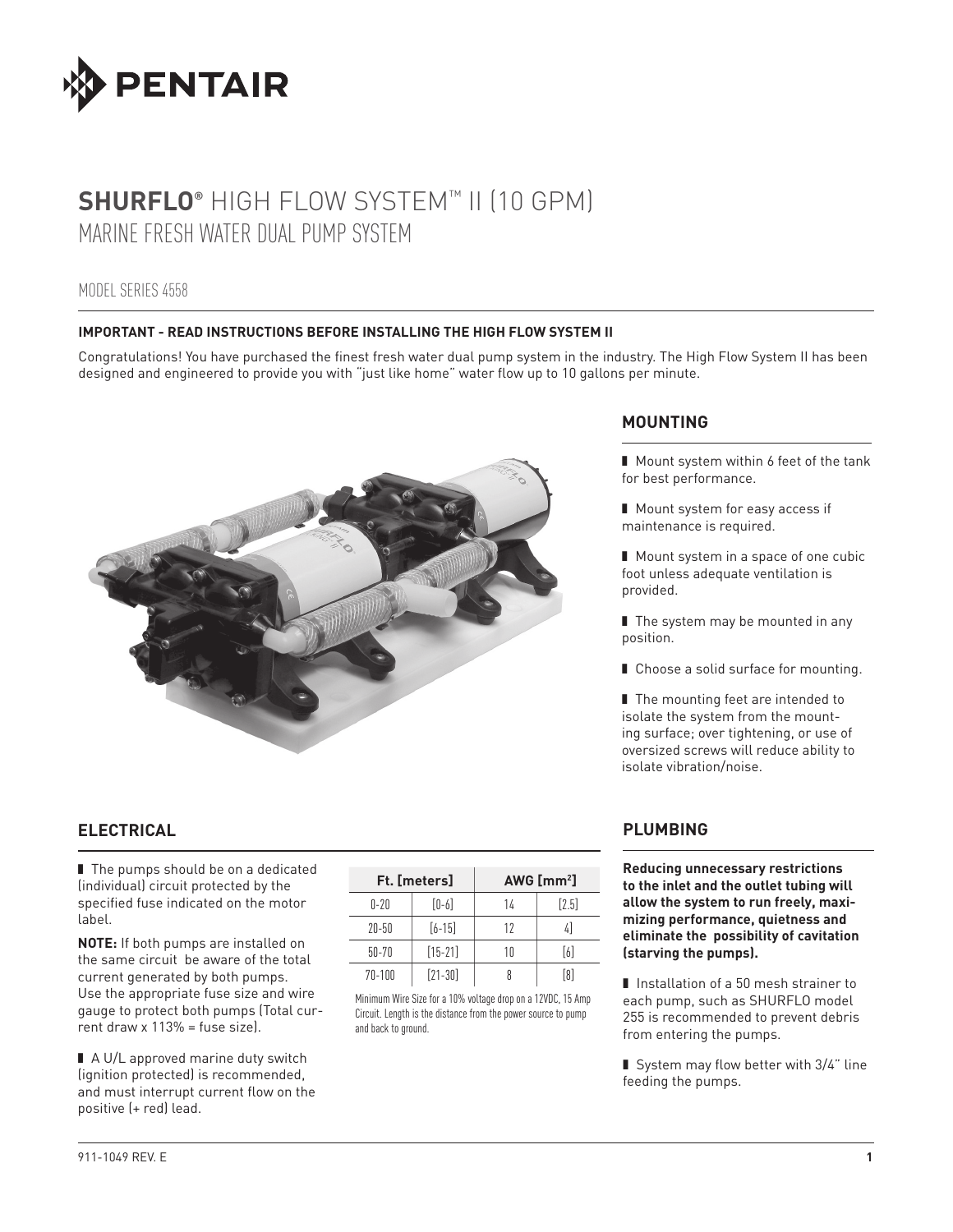# **SHURFLO®** HIGH FLOW SYSTEM™ II (10 GPM)
## MARINE FRESH WATER DUAL PUMP SYSTEM

MODEL SERIES 4558

**IMPORTANT - READ INSTRUCTIONS BEFORE INSTALLING THE HIGH FLOW SYSTEM II**

Congratulations! You have purchased the finest fresh water dual pump system in the industry. The High Flow System II has been designed and engineered to provide you with "just like home" water flow up to 10 gallons per minute.

## MOUNTING

- Mount system within 6 feet of the tank for best performance.
- Mount system for easy access if maintenance is required.
- Mount system in a space of one cubic foot unless adequate ventilation is provided.
- The system may be mounted in any position.
- Choose a solid surface for mounting.
- The mounting feet are intended to isolate the system from the mounting surface; over tightening, or use of oversized screws will reduce ability to isolate vibration/noise.

## ELECTRICAL

- The pumps should be on a dedicated (individual) circuit protected by the specified fuse indicated on the motor label.

**NOTE:** If both pumps are installed on the same circuit be aware of the total current generated by both pumps. Use the appropriate fuse size and wire gauge to protect both pumps (Total current draw x 113% = fuse size).

- A U/L approved marine duty switch (ignition protected) is recommended, and must interrupt current flow on the positive (+ red) lead.

| Ft. [meters] | | AWG [mm²] | |
|---|---|---|---|
| 0-20 | [0-6] | 14 | [2.5] |
| 20-50 | [6-15] | 12 | 4] |
| 50-70 | [15-21] | 10 | [6] |
| 70-100 | [21-30] | 8 | [8] |

Minimum Wire Size for a 10% voltage drop on a 12VDC, 15 Amp Circuit. Length is the distance from the power source to pump and back to ground.

## PLUMBING

**Reducing unnecessary restrictions to the inlet and the outlet tubing will allow the system to run freely, maximizing performance, quietness and eliminate the possibility of cavitation (starving the pumps).**

- Installation of a 50 mesh strainer to each pump, such as SHURFLO model 255 is recommended to prevent debris from entering the pumps.
- System may flow better with 3/4" line feeding the pumps.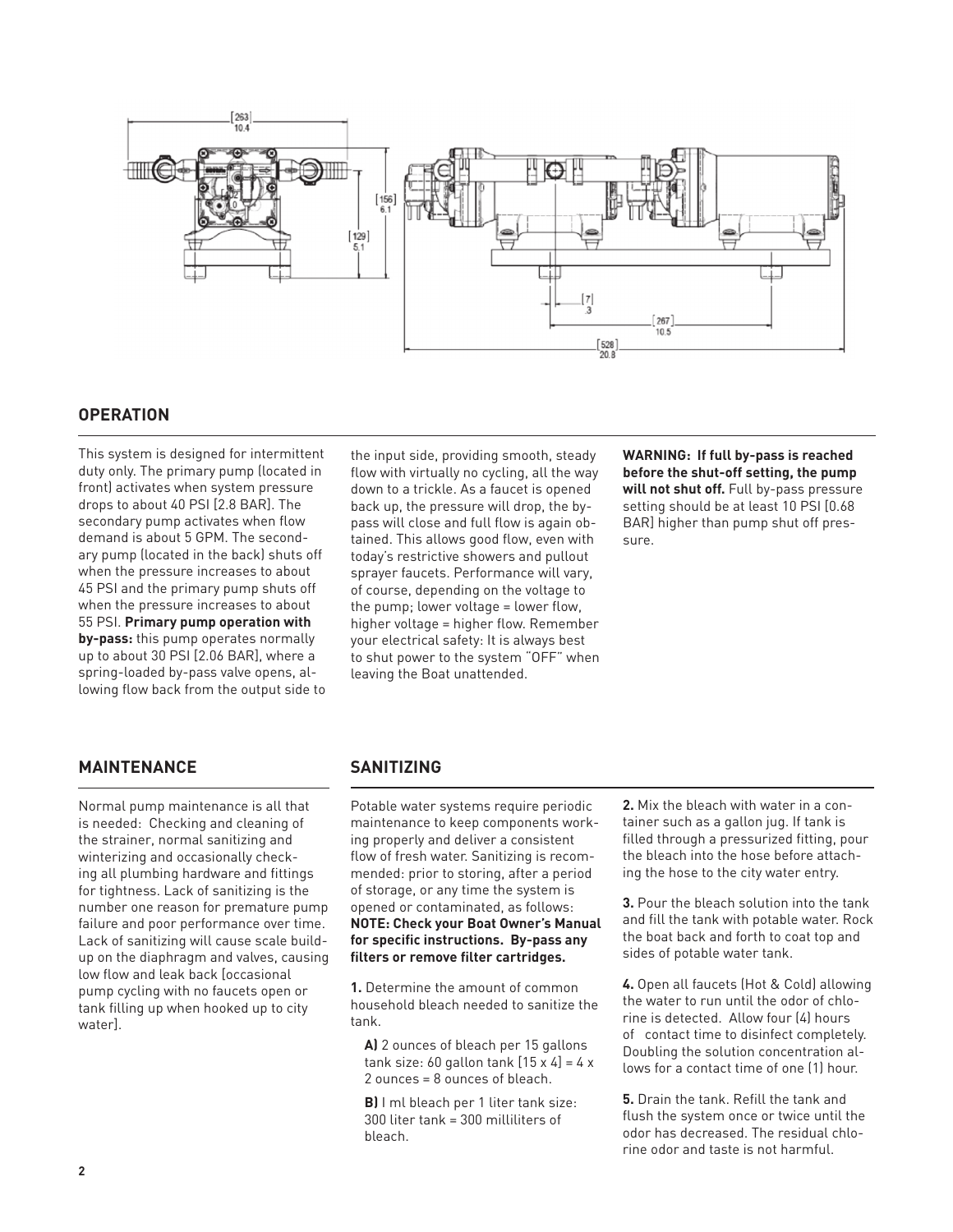## OPERATION

This system is designed for intermittent duty only. The primary pump (located in front) activates when system pressure drops to about 40 PSI [2.8 BAR]. The secondary pump activates when flow demand is about 5 GPM. The secondary pump (located in the back) shuts off when the pressure increases to about 45 PSI and the primary pump shuts off when the pressure increases to about 55 PSI. **Primary pump operation with by-pass:** this pump operates normally up to about 30 PSI [2.06 BAR], where a spring-loaded by-pass valve opens, allowing flow back from the output side to the input side, providing smooth, steady flow with virtually no cycling, all the way down to a trickle. As a faucet is opened back up, the pressure will drop, the by-pass will close and full flow is again obtained. This allows good flow, even with today's restrictive showers and pullout sprayer faucets. Performance will vary, of course, depending on the voltage to the pump; lower voltage = lower flow, higher voltage = higher flow. Remember your electrical safety: It is always best to shut power to the system "OFF" when leaving the Boat unattended.

**WARNING: If full by-pass is reached before the shut-off setting, the pump will not shut off.** Full by-pass pressure setting should be at least 10 PSI [0.68 BAR] higher than pump shut off pressure.

## MAINTENANCE

Normal pump maintenance is all that is needed: Checking and cleaning of the strainer, normal sanitizing and winterizing and occasionally checking all plumbing hardware and fittings for tightness. Lack of sanitizing is the number one reason for premature pump failure and poor performance over time. Lack of sanitizing will cause scale build-up on the diaphragm and valves, causing low flow and leak back [occasional pump cycling with no faucets open or tank filling up when hooked up to city water].

## SANITIZING

Potable water systems require periodic maintenance to keep components working properly and deliver a consistent flow of fresh water. Sanitizing is recommended: prior to storing, after a period of storage, or any time the system is opened or contaminated, as follows: **NOTE: Check your Boat Owner's Manual for specific instructions. By-pass any filters or remove filter cartridges.**

**1.** Determine the amount of common household bleach needed to sanitize the tank.

**A)** 2 ounces of bleach per 15 gallons tank size: 60 gallon tank [15 x 4] = 4 x 2 ounces = 8 ounces of bleach.

**B)** I ml bleach per 1 liter tank size: 300 liter tank = 300 milliliters of bleach.

**2.** Mix the bleach with water in a container such as a gallon jug. If tank is filled through a pressurized fitting, pour the bleach into the hose before attaching the hose to the city water entry.

**3.** Pour the bleach solution into the tank and fill the tank with potable water. Rock the boat back and forth to coat top and sides of potable water tank.

**4.** Open all faucets (Hot & Cold) allowing the water to run until the odor of chlorine is detected. Allow four (4) hours of contact time to disinfect completely. Doubling the solution concentration allows for a contact time of one (1) hour.

**5.** Drain the tank. Refill the tank and flush the system once or twice until the odor has decreased. The residual chlorine odor and taste is not harmful.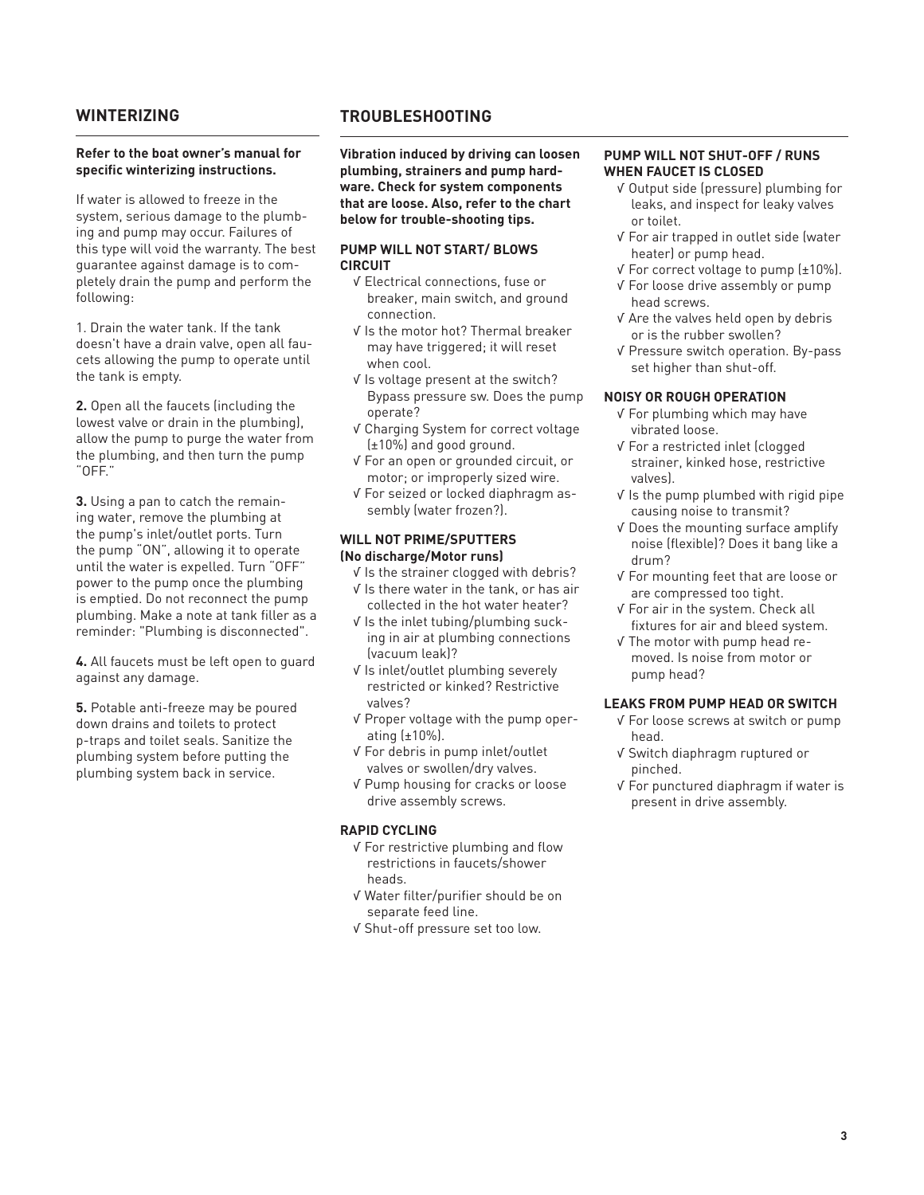## WINTERIZING

**Refer to the boat owner's manual for specific winterizing instructions.**

If water is allowed to freeze in the system, serious damage to the plumbing and pump may occur. Failures of this type will void the warranty. The best guarantee against damage is to completely drain the pump and perform the following:

1. Drain the water tank. If the tank doesn't have a drain valve, open all faucets allowing the pump to operate until the tank is empty.

**2.** Open all the faucets (including the lowest valve or drain in the plumbing), allow the pump to purge the water from the plumbing, and then turn the pump "OFF."

**3.** Using a pan to catch the remaining water, remove the plumbing at the pump's inlet/outlet ports. Turn the pump "ON", allowing it to operate until the water is expelled. Turn "OFF" power to the pump once the plumbing is emptied. Do not reconnect the pump plumbing. Make a note at tank filler as a reminder: "Plumbing is disconnected".

**4.** All faucets must be left open to guard against any damage.

**5.** Potable anti-freeze may be poured down drains and toilets to protect p-traps and toilet seals. Sanitize the plumbing system before putting the plumbing system back in service.

## TROUBLESHOOTING

**Vibration induced by driving can loosen plumbing, strainers and pump hardware. Check for system components that are loose. Also, refer to the chart below for trouble-shooting tips.**

### PUMP WILL NOT START/ BLOWS CIRCUIT

- √ Electrical connections, fuse or breaker, main switch, and ground connection.
- √ Is the motor hot? Thermal breaker may have triggered; it will reset when cool.
- √ Is voltage present at the switch? Bypass pressure sw. Does the pump operate?
- √ Charging System for correct voltage (±10%) and good ground.
- √ For an open or grounded circuit, or motor; or improperly sized wire.
- √ For seized or locked diaphragm assembly (water frozen?).

### WILL NOT PRIME/SPUTTERS (No discharge/Motor runs)

- √ Is the strainer clogged with debris?
- √ Is there water in the tank, or has air collected in the hot water heater?
- √ Is the inlet tubing/plumbing sucking in air at plumbing connections (vacuum leak)?
- √ Is inlet/outlet plumbing severely restricted or kinked? Restrictive valves?
- √ Proper voltage with the pump operating (±10%).
- √ For debris in pump inlet/outlet valves or swollen/dry valves.
- √ Pump housing for cracks or loose drive assembly screws.

### RAPID CYCLING

- √ For restrictive plumbing and flow restrictions in faucets/shower heads.
- √ Water filter/purifier should be on separate feed line.
- √ Shut-off pressure set too low.

### PUMP WILL NOT SHUT-OFF / RUNS WHEN FAUCET IS CLOSED

- √ Output side (pressure) plumbing for leaks, and inspect for leaky valves or toilet.
- √ For air trapped in outlet side (water heater) or pump head.
- √ For correct voltage to pump (±10%).
- √ For loose drive assembly or pump head screws.
- √ Are the valves held open by debris or is the rubber swollen?
- √ Pressure switch operation. By-pass set higher than shut-off.

### NOISY OR ROUGH OPERATION

- √ For plumbing which may have vibrated loose.
- √ For a restricted inlet (clogged strainer, kinked hose, restrictive valves).
- √ Is the pump plumbed with rigid pipe causing noise to transmit?
- √ Does the mounting surface amplify noise (flexible)? Does it bang like a drum?
- √ For mounting feet that are loose or are compressed too tight.
- √ For air in the system. Check all fixtures for air and bleed system.
- √ The motor with pump head removed. Is noise from motor or pump head?

### LEAKS FROM PUMP HEAD OR SWITCH

- √ For loose screws at switch or pump head.
- √ Switch diaphragm ruptured or pinched.
- √ For punctured diaphragm if water is present in drive assembly.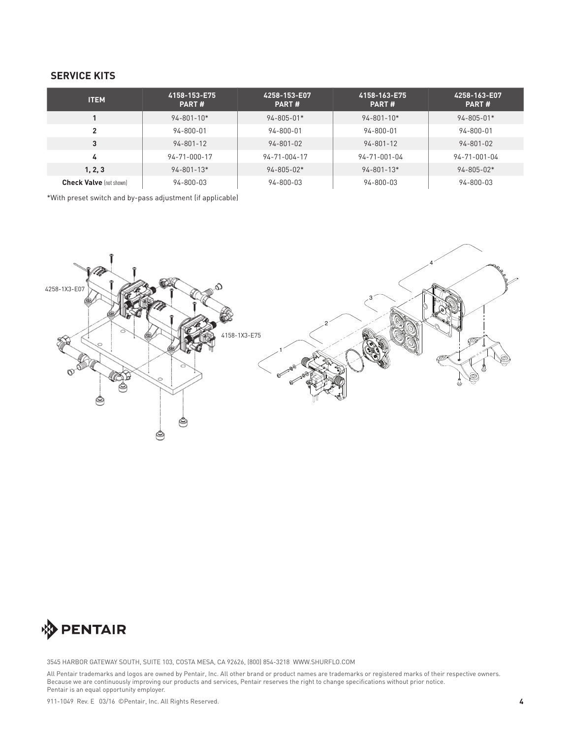## SERVICE KITS

| ITEM | 4158-153-E75 PART # | 4258-153-E07 PART # | 4158-163-E75 PART # | 4258-163-E07 PART # |
|---|---|---|---|---|
| **1** | 94-801-10* | 94-805-01* | 94-801-10* | 94-805-01* |
| **2** | 94-800-01 | 94-800-01 | 94-800-01 | 94-800-01 |
| **3** | 94-801-12 | 94-801-02 | 94-801-12 | 94-801-02 |
| **4** | 94-71-000-17 | 94-71-004-17 | 94-71-001-04 | 94-71-001-04 |
| **1, 2, 3** | 94-801-13* | 94-805-02* | 94-801-13* | 94-805-02* |
| **Check Valve** (not shown) | 94-800-03 | 94-800-03 | 94-800-03 | 94-800-03 |

*With preset switch and by-pass adjustment (if applicable)

4258-1X3-E07

4158-1X3-E75

1

2

3

4

3545 HARBOR GATEWAY SOUTH, SUITE 103, COSTA MESA, CA 92626, (800) 854-3218 WWW.SHURFLO.COM

All Pentair trademarks and logos are owned by Pentair, Inc. All other brand or product names are trademarks or registered marks of their respective owners. Because we are continuously improving our products and services, Pentair reserves the right to change specifications without prior notice. Pentair is an equal opportunity employer.

911-1049 Rev. E 03/16 ©Pentair, Inc. All Rights Reserved.